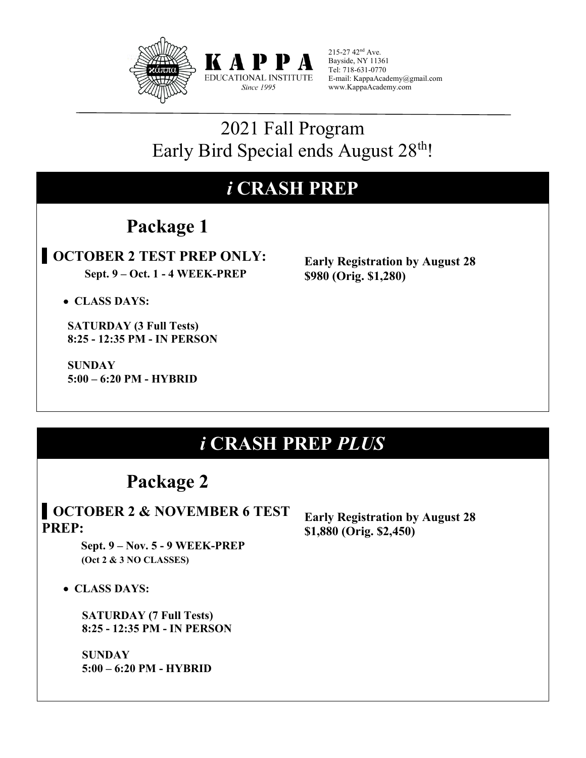**KAPPA**
EDUCATIONAL INSTITUTE
*Since 1995*

215-27 42nd Ave.
Bayside, NY 11361
Tel: 718-631-0770
E-mail: KappaAcademy@gmail.com
www.KappaAcademy.com

# 2021 Fall Program
# Early Bird Special ends August 28th!

## *i* CRASH PREP

### Package 1

**OCTOBER 2 TEST PREP ONLY:**
**Sept. 9 – Oct. 1 - 4 WEEK-PREP**

**Early Registration by August 28**
**$980 (Orig. $1,280)**

- **CLASS DAYS:**

**SATURDAY (3 Full Tests)**
**8:25 - 12:35 PM - IN PERSON**

**SUNDAY**
**5:00 – 6:20 PM - HYBRID**

## *i* CRASH PREP *PLUS*

### Package 2

**OCTOBER 2 & NOVEMBER 6 TEST PREP:**
**Sept. 9 – Nov. 5 - 9 WEEK-PREP**
**(Oct 2 & 3 NO CLASSES)**

**Early Registration by August 28**
**$1,880 (Orig. $2,450)**

- **CLASS DAYS:**

**SATURDAY (7 Full Tests)**
**8:25 - 12:35 PM - IN PERSON**

**SUNDAY**
**5:00 – 6:20 PM - HYBRID**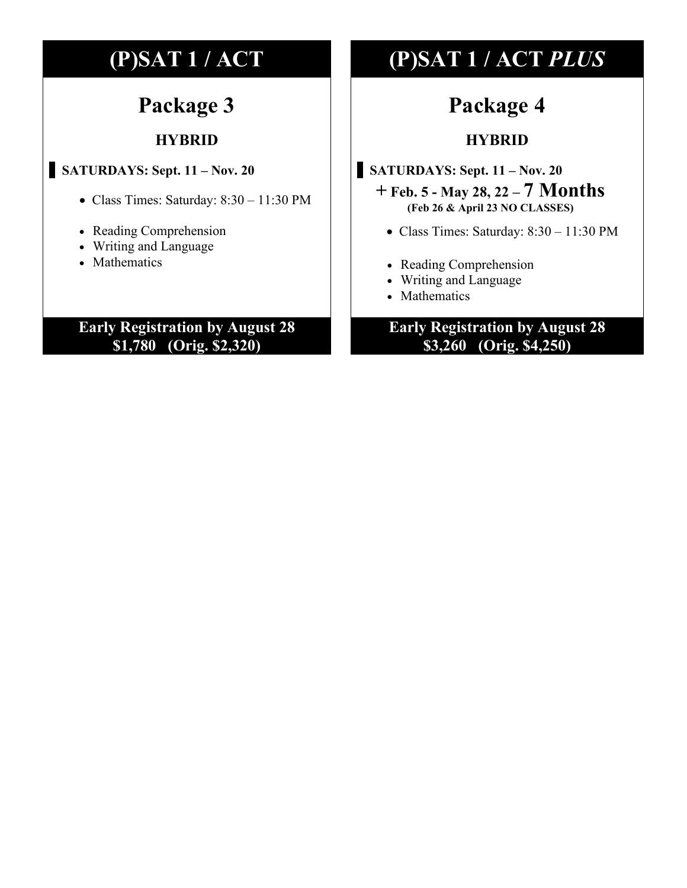# (P)SAT 1 / ACT

## Package 3

### HYBRID

**SATURDAYS: Sept. 11 – Nov. 20**

- Class Times: Saturday: 8:30 – 11:30 PM

- Reading Comprehension
- Writing and Language
- Mathematics

**Early Registration by August 28**
**$1,780 (Orig. $2,320)**

# (P)SAT 1 / ACT *PLUS*

## Package 4

### HYBRID

**SATURDAYS: Sept. 11 – Nov. 20**
**+ Feb. 5 - May 28, 22 – 7 Months**
**(Feb 26 & April 23 NO CLASSES)**

- Class Times: Saturday: 8:30 – 11:30 PM

- Reading Comprehension
- Writing and Language
- Mathematics

**Early Registration by August 28**
**$3,260 (Orig. $4,250)**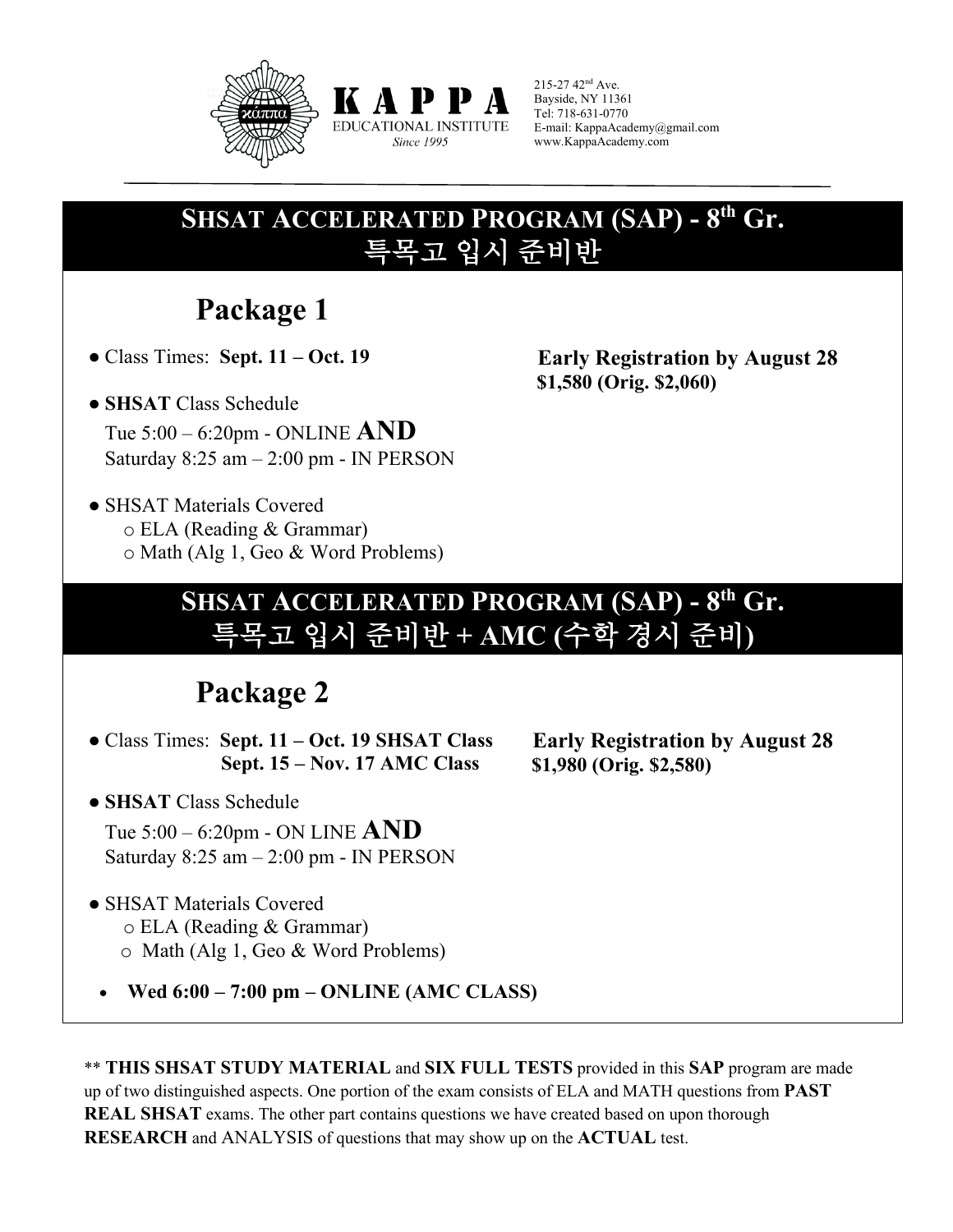**KAPPA**
EDUCATIONAL INSTITUTE
*Since 1995*

215-27 42nd Ave.
Bayside, NY 11361
Tel: 718-631-0770
E-mail: KappaAcademy@gmail.com
www.KappaAcademy.com

## SHSAT ACCELERATED PROGRAM (SAP) - 8th Gr.
## 특목고 입시 준비반

# Package 1

- Class Times: **Sept. 11 – Oct. 19**

**Early Registration by August 28**
**$1,580 (Orig. $2,060)**

- **SHSAT** Class Schedule
  Tue 5:00 – 6:20pm - ONLINE **AND**
  Saturday 8:25 am – 2:00 pm - IN PERSON

- SHSAT Materials Covered
  - ELA (Reading & Grammar)
  - Math (Alg 1, Geo & Word Problems)

## SHSAT ACCELERATED PROGRAM (SAP) - 8th Gr.
## 특목고 입시 준비반 + AMC (수학 경시 준비)

# Package 2

- Class Times: **Sept. 11 – Oct. 19 SHSAT Class**
  **Sept. 15 – Nov. 17 AMC Class**

**Early Registration by August 28**
**$1,980 (Orig. $2,580)**

- **SHSAT** Class Schedule
  Tue 5:00 – 6:20pm - ON LINE **AND**
  Saturday 8:25 am – 2:00 pm - IN PERSON

- SHSAT Materials Covered
  - ELA (Reading & Grammar)
  - Math (Alg 1, Geo & Word Problems)

- **Wed 6:00 – 7:00 pm – ONLINE (AMC CLASS)**

** **THIS SHSAT STUDY MATERIAL** and **SIX FULL TESTS** provided in this **SAP** program are made up of two distinguished aspects. One portion of the exam consists of ELA and MATH questions from **PAST REAL SHSAT** exams. The other part contains questions we have created based on upon thorough **RESEARCH** and ANALYSIS of questions that may show up on the **ACTUAL** test.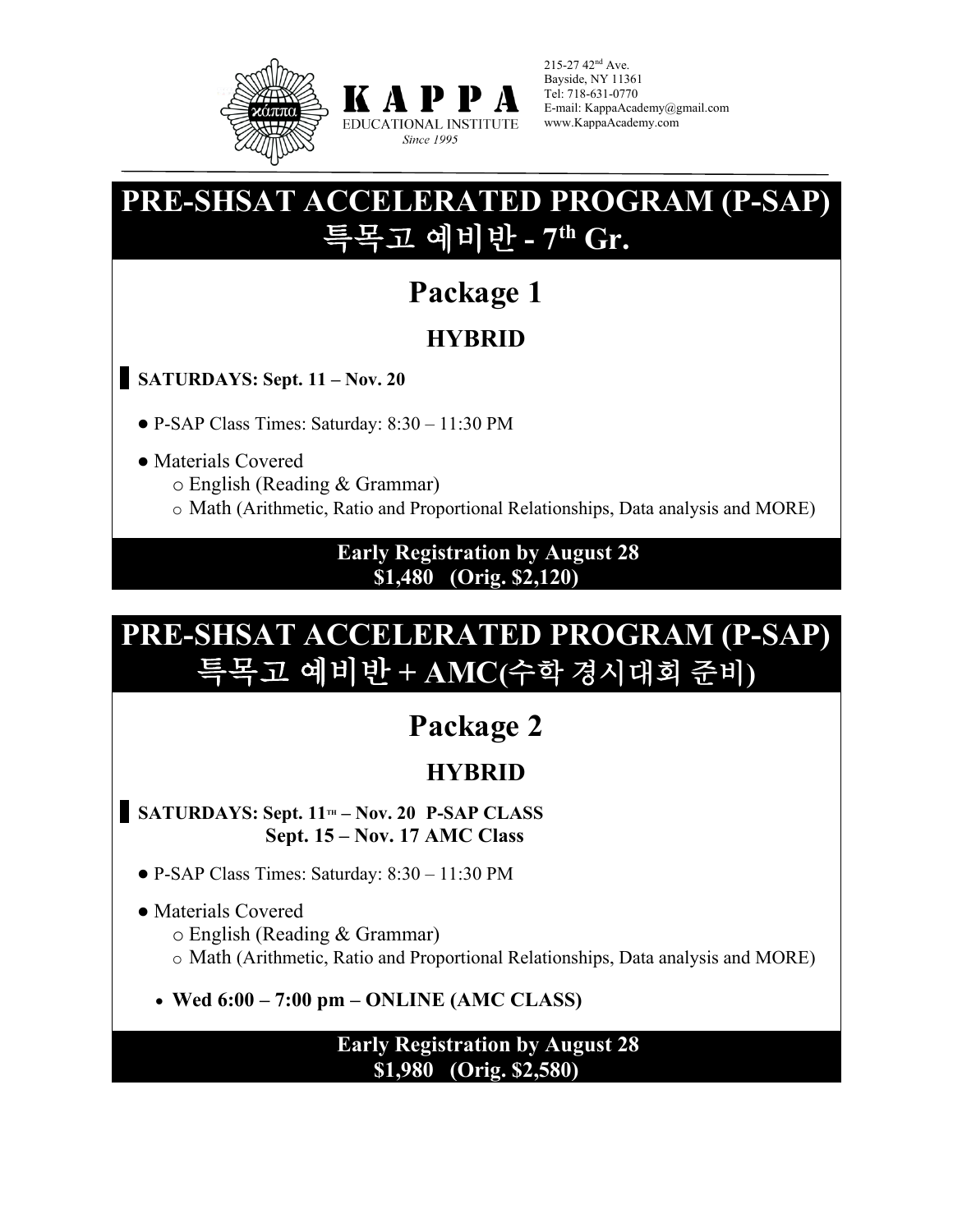**KAPPA**
EDUCATIONAL INSTITUTE
*Since 1995*

215-27 42nd Ave.
Bayside, NY 11361
Tel: 718-631-0770
E-mail: KappaAcademy@gmail.com
www.KappaAcademy.com

# PRE-SHSAT ACCELERATED PROGRAM (P-SAP) 특목고 예비반 - 7th Gr.

## Package 1

### HYBRID

**SATURDAYS: Sept. 11 – Nov. 20**

- P-SAP Class Times: Saturday: 8:30 – 11:30 PM
- Materials Covered
  - English (Reading & Grammar)
  - Math (Arithmetic, Ratio and Proportional Relationships, Data analysis and MORE)

**Early Registration by August 28**
**$1,480 (Orig. $2,120)**

# PRE-SHSAT ACCELERATED PROGRAM (P-SAP) 특목고 예비반 + AMC(수학 경시대회 준비)

## Package 2

### HYBRID

**SATURDAYS: Sept. 11TH – Nov. 20 P-SAP CLASS**
**Sept. 15 – Nov. 17 AMC Class**

- P-SAP Class Times: Saturday: 8:30 – 11:30 PM
- Materials Covered
  - English (Reading & Grammar)
  - Math (Arithmetic, Ratio and Proportional Relationships, Data analysis and MORE)
- **Wed 6:00 – 7:00 pm – ONLINE (AMC CLASS)**

**Early Registration by August 28**
**$1,980 (Orig. $2,580)**